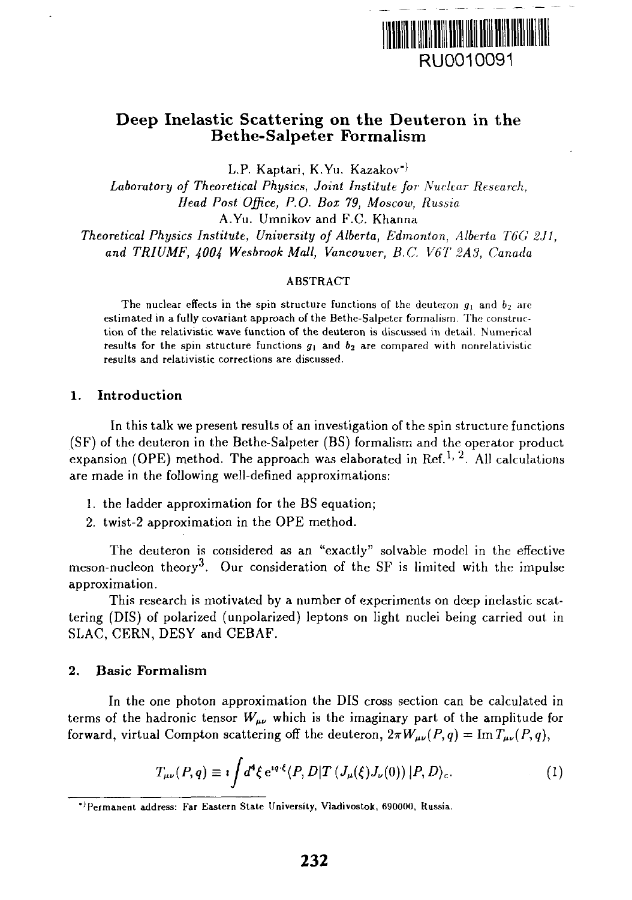RU0010091

# Deep Inelastic Scattering on the Deuteron in the Bethe-Salpeter Formalism

L.P. Kaptari, K.Yu. Kazakov[*)]

*Laboratory of Theoretical Physics, Joint Institute for Nuclear Research, Head Post Office, P.O. Box 79, Moscow, Russia*

A.Yu. Umnikov and F.C. Khanna

*Theoretical Physics Institute, University of Alberta, Edmonton, Alberta T6G 2J1, and TRIUMF, 4004 Wesbrook Mall, Vancouver, B.C. V6T 2A3, Canada*

## ABSTRACT

The nuclear effects in the spin structure functions of the deuteron $g_1$ and $b_2$ are estimated in a fully covariant approach of the Bethe-Salpeter formalism. The construction of the relativistic wave function of the deuteron is discussed in detail. Numerical results for the spin structure functions $g_1$ and $b_2$ are compared with nonrelativistic results and relativistic corrections are discussed.

## 1. Introduction

In this talk we present results of an investigation of the spin structure functions (SF) of the deuteron in the Bethe-Salpeter (BS) formalism and the operator product expansion (OPE) method. The approach was elaborated in Ref.[1, 2]. All calculations are made in the following well-defined approximations:

1. the ladder approximation for the BS equation;
2. twist-2 approximation in the OPE method.

The deuteron is considered as an "exactly" solvable model in the effective meson-nucleon theory[3]. Our consideration of the SF is limited with the impulse approximation.

This research is motivated by a number of experiments on deep inelastic scattering (DIS) of polarized (unpolarized) leptons on light nuclei being carried out in SLAC, CERN, DESY and CEBAF.

## 2. Basic Formalism

In the one photon approximation the DIS cross section can be calculated in terms of the hadronic tensor $W_{\mu\nu}$ which is the imaginary part of the amplitude for forward, virtual Compton scattering off the deuteron, $2\pi W_{\mu\nu}(P,q) = \operatorname{Im} T_{\mu\nu}(P,q)$,

$$T_{\mu\nu}(P,q) \equiv i\int d^4\xi\, e^{iq\cdot\xi}\langle P,D|T\left(J_\mu(\xi)J_\nu(0)\right)|P,D\rangle_c. \tag{1}$$

*)Permanent address: Far Eastern State University, Vladivostok, 690000, Russia.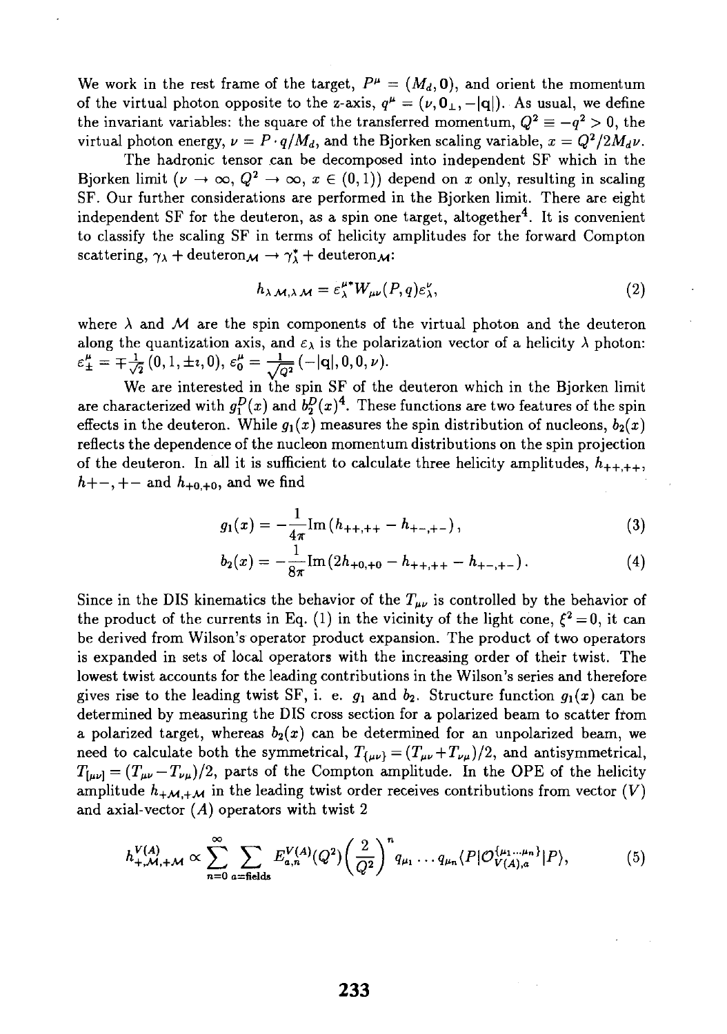We work in the rest frame of the target, $P^\mu = (M_d, \mathbf{0})$, and orient the momentum of the virtual photon opposite to the z-axis, $q^\mu = (\nu, \mathbf{0}_\perp, -|\mathbf{q}|)$. As usual, we define the invariant variables: the square of the transferred momentum, $Q^2 \equiv -q^2 > 0$, the virtual photon energy, $\nu = P \cdot q / M_d$, and the Bjorken scaling variable, $x = Q^2/2M_d\nu$.

The hadronic tensor can be decomposed into independent SF which in the Bjorken limit ($\nu \to \infty$, $Q^2 \to \infty$, $x \in (0,1)$) depend on $x$ only, resulting in scaling SF. Our further considerations are performed in the Bjorken limit. There are eight independent SF for the deuteron, as a spin one target, altogether[4]. It is convenient to classify the scaling SF in terms of helicity amplitudes for the forward Compton scattering, $\gamma_\lambda + \text{deuteron}_\mathcal{M} \to \gamma^*_\lambda + \text{deuteron}_\mathcal{M}$:

$$h_{\lambda\mathcal{M},\lambda\mathcal{M}} = \varepsilon_\lambda^{\mu *} W_{\mu\nu}(P,q)\varepsilon_\lambda^\nu, \tag{2}$$

where $\lambda$ and $\mathcal{M}$ are the spin components of the virtual photon and the deuteron along the quantization axis, and $\varepsilon_\lambda$ is the polarization vector of a helicity $\lambda$ photon: $\varepsilon_\pm^\mu = \mp\frac{1}{\sqrt{2}}(0,1,\pm\imath,0)$, $\varepsilon_0^\mu = \frac{1}{\sqrt{Q^2}}(-|\mathbf{q}|,0,0,\nu)$.

We are interested in the spin SF of the deuteron which in the Bjorken limit are characterized with $g_1^D(x)$ and $b_2^D(x)$[4]. These functions are two features of the spin effects in the deuteron. While $g_1(x)$ measures the spin distribution of nucleons, $b_2(x)$ reflects the dependence of the nucleon momentum distributions on the spin projection of the deuteron. In all it is sufficient to calculate three helicity amplitudes, $h_{++,++}$, $h+-,+-$ and $h_{+0,+0}$, and we find

$$g_1(x) = -\frac{1}{4\pi}\mathrm{Im}\left(h_{++,++} - h_{+-,+-}\right), \tag{3}$$

$$b_2(x) = -\frac{1}{8\pi}\mathrm{Im}\left(2h_{+0,+0} - h_{++,++} - h_{+-,+-}\right). \tag{4}$$

Since in the DIS kinematics the behavior of the $T_{\mu\nu}$ is controlled by the behavior of the product of the currents in Eq. (1) in the vicinity of the light cone, $\xi^2 = 0$, it can be derived from Wilson's operator product expansion. The product of two operators is expanded in sets of local operators with the increasing order of their twist. The lowest twist accounts for the leading contributions in the Wilson's series and therefore gives rise to the leading twist SF, i. e. $g_1$ and $b_2$. Structure function $g_1(x)$ can be determined by measuring the DIS cross section for a polarized beam to scatter from a polarized target, whereas $b_2(x)$ can be determined for an unpolarized beam, we need to calculate both the symmetrical, $T_{\{\mu\nu\}} = (T_{\mu\nu} + T_{\nu\mu})/2$, and antisymmetrical, $T_{[\mu\nu]} = (T_{\mu\nu} - T_{\nu\mu})/2$, parts of the Compton amplitude. In the OPE of the helicity amplitude $h_{+\mathcal{M},+\mathcal{M}}$ in the leading twist order receives contributions from vector ($V$) and axial-vector ($A$) operators with twist 2

$$h^{V(A)}_{+,\mathcal{M},+\mathcal{M}} \propto \sum_{n=0}^{\infty} \sum_{a=\text{fields}} E^{V(A)}_{a,n}(Q^2)\left(\frac{2}{Q^2}\right)^n q_{\mu_1}\ldots q_{\mu_n}\langle P|\mathcal{O}^{\{\mu_1\ldots\mu_n\}}_{V(A),a}|P\rangle, \tag{5}$$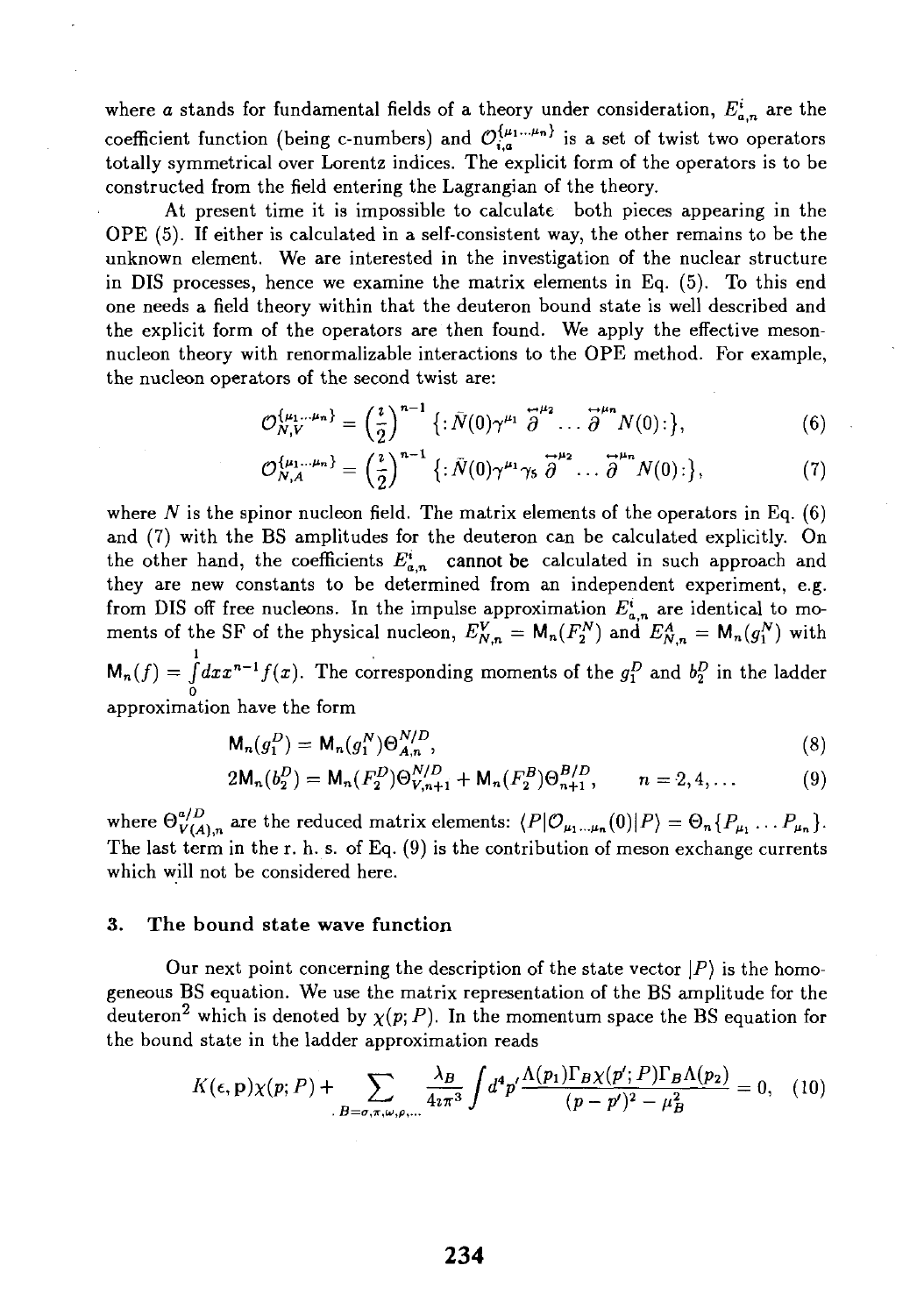where $a$ stands for fundamental fields of a theory under consideration, $E^i_{a,n}$ are the coefficient function (being c-numbers) and $\mathcal{O}^{\{\mu_1...\mu_n\}}_{i,a}$ is a set of twist two operators totally symmetrical over Lorentz indices. The explicit form of the operators is to be constructed from the field entering the Lagrangian of the theory.

At present time it is impossible to calculate both pieces appearing in the OPE (5). If either is calculated in a self-consistent way, the other remains to be the unknown element. We are interested in the investigation of the nuclear structure in DIS processes, hence we examine the matrix elements in Eq. (5). To this end one needs a field theory within that the deuteron bound state is well described and the explicit form of the operators are then found. We apply the effective meson-nucleon theory with renormalizable interactions to the OPE method. For example, the nucleon operators of the second twist are:

$$\mathcal{O}^{\{\mu_1...\mu_n\}}_{N,V} = \left(\frac{i}{2}\right)^{n-1} \{:\bar{N}(0)\gamma^{\mu_1} \overleftrightarrow{\partial}^{\mu_2} \ldots \overleftrightarrow{\partial}^{\mu_n} N(0):\}, \tag{6}$$

$$\mathcal{O}^{\{\mu_1...\mu_n\}}_{N,A} = \left(\frac{i}{2}\right)^{n-1} \{:\bar{N}(0)\gamma^{\mu_1}\gamma_5 \overleftrightarrow{\partial}^{\mu_2} \ldots \overleftrightarrow{\partial}^{\mu_n} N(0):\}, \tag{7}$$

where $N$ is the spinor nucleon field. The matrix elements of the operators in Eq. (6) and (7) with the BS amplitudes for the deuteron can be calculated explicitly. On the other hand, the coefficients $E^i_{a,n}$ cannot be calculated in such approach and they are new constants to be determined from an independent experiment, e.g. from DIS off free nucleons. In the impulse approximation $E^i_{a,n}$ are identical to moments of the SF of the physical nucleon, $E^V_{N,n} = \mathsf{M}_n(F_2^N)$ and $E^A_{N,n} = \mathsf{M}_n(g_1^N)$ with $\mathsf{M}_n(f) = \int\limits_0^1 dx x^{n-1} f(x)$. The corresponding moments of the $g_1^D$ and $b_2^D$ in the ladder approximation have the form

$$\mathsf{M}_n(g_1^D) = \mathsf{M}_n(g_1^N)\Theta^{N/D}_{A,n}\,, \tag{8}$$

$$2\mathsf{M}_n(b_2^D) = \mathsf{M}_n(F_2^D)\Theta^{N/D}_{V,n+1} + \mathsf{M}_n(F_2^B)\Theta^{B/D}_{n+1}, \qquad n = 2,4,\ldots \tag{9}$$

where $\Theta^{a/D}_{V(A),n}$ are the reduced matrix elements: $\langle P|\mathcal{O}_{\mu_1...\mu_n}(0)|P\rangle = \Theta_n\{P_{\mu_1}\ldots P_{\mu_n}\}$. The last term in the r. h. s. of Eq. (9) is the contribution of meson exchange currents which will not be considered here.

## 3. The bound state wave function

Our next point concerning the description of the state vector $|P\rangle$ is the homogeneous BS equation. We use the matrix representation of the BS amplitude for the deuteron[2] which is denoted by $\chi(p;P)$. In the momentum space the BS equation for the bound state in the ladder approximation reads

$$K(\epsilon,\mathbf{p})\chi(p;P) + \sum_{B=\sigma,\pi,\omega,\rho,...} \frac{\lambda_B}{4i\pi^3} \int d^4p' \frac{\Lambda(p_1)\Gamma_B\chi(p';P)\Gamma_B\Lambda(p_2)}{(p-p')^2 - \mu_B^2} = 0, \tag{10}$$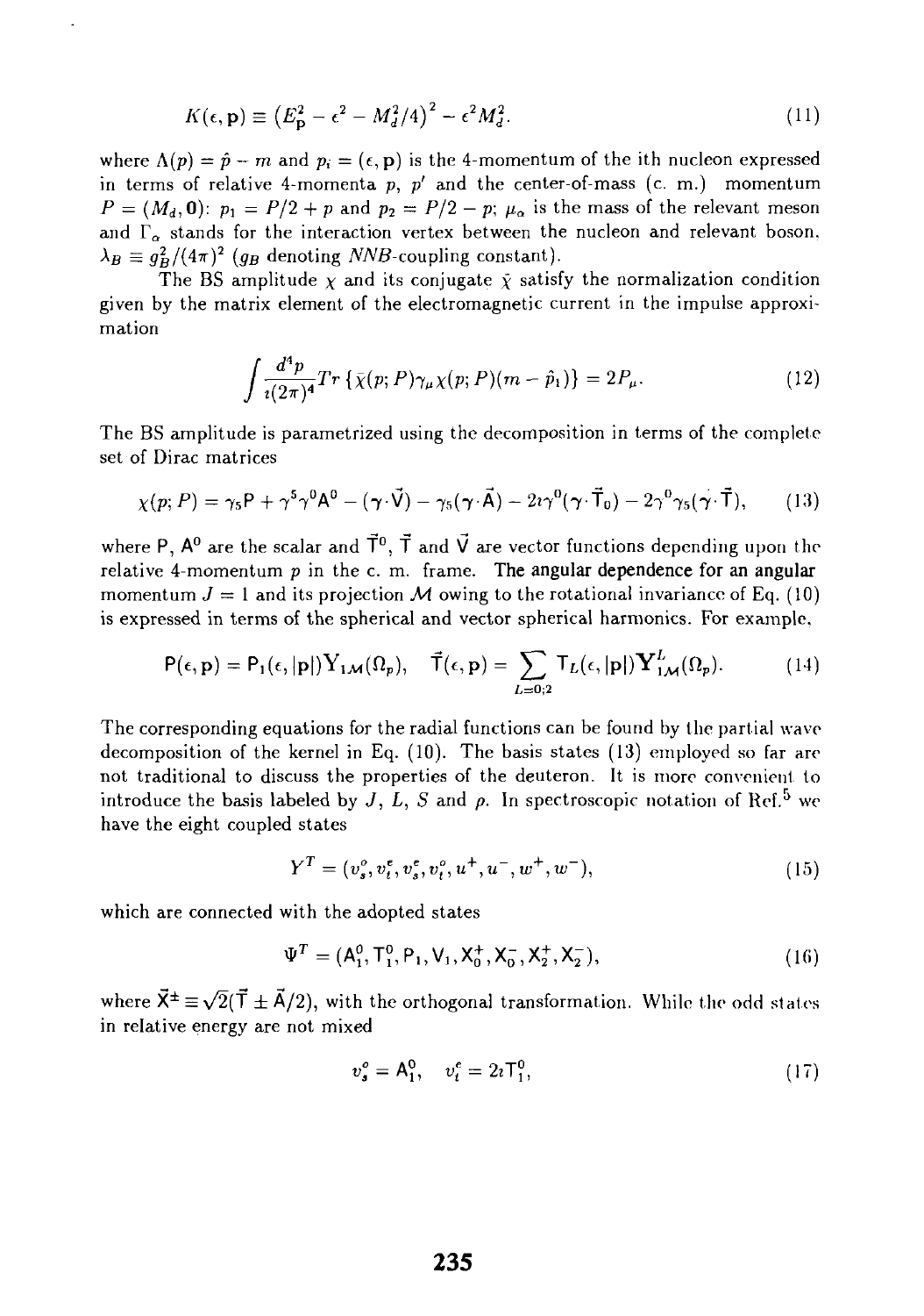$$K(\epsilon, \mathbf{p}) \equiv \left(E_{\mathbf{p}}^2 - \epsilon^2 - M_d^2/4\right)^2 - \epsilon^2 M_d^2. \tag{11}$$

where $\Lambda(p) = \hat{p} - m$ and $p_i = (\epsilon, \mathbf{p})$ is the 4-momentum of the ith nucleon expressed in terms of relative 4-momenta $p$, $p'$ and the center-of-mass (c. m.) momentum $P = (M_d, \mathbf{0})$: $p_1 = P/2 + p$ and $p_2 = P/2 - p$; $\mu_\alpha$ is the mass of the relevant meson and $\Gamma_\alpha$ stands for the interaction vertex between the nucleon and relevant boson, $\lambda_B \equiv g_B^2/(4\pi)^2$ ($g_B$ denoting $NNB$-coupling constant).

The BS amplitude $\chi$ and its conjugate $\bar{\chi}$ satisfy the normalization condition given by the matrix element of the electromagnetic current in the impulse approximation

$$\int \frac{d^4p}{i(2\pi)^4} Tr\left\{\bar{\chi}(p;P)\gamma_\mu \chi(p;P)(m - \hat{p}_1)\right\} = 2P_\mu. \tag{12}$$

The BS amplitude is parametrized using the decomposition in terms of the complete set of Dirac matrices

$$\chi(p;P) = \gamma_5 \mathsf{P} + \gamma^5\gamma^0 \mathsf{A}^0 - (\gamma \cdot \vec{\mathsf{V}}) - \gamma_5(\gamma \cdot \vec{\mathsf{A}}) - 2i\gamma^0(\gamma \cdot \vec{\mathsf{T}}_0) - 2\gamma^0\gamma_5(\gamma \cdot \vec{\mathsf{T}}), \tag{13}$$

where $\mathsf{P}$, $\mathsf{A}^0$ are the scalar and $\vec{\mathsf{T}}^0$, $\vec{\mathsf{T}}$ and $\vec{\mathsf{V}}$ are vector functions depending upon the relative 4-momentum $p$ in the c. m. frame. The angular dependence for an angular momentum $J = 1$ and its projection $\mathcal{M}$ owing to the rotational invariance of Eq. (10) is expressed in terms of the spherical and vector spherical harmonics. For example,

$$\mathsf{P}(\epsilon, \mathbf{p}) = \mathsf{P}_1(\epsilon, |\mathbf{p}|) Y_{1\mathcal{M}}(\Omega_p), \quad \vec{\mathsf{T}}(\epsilon, \mathbf{p}) = \sum_{L=0;2} \mathsf{T}_L(\epsilon, |\mathbf{p}|) \mathbf{Y}^L_{1\mathcal{M}}(\Omega_p). \tag{14}$$

The corresponding equations for the radial functions can be found by the partial wave decomposition of the kernel in Eq. (10). The basis states (13) employed so far are not traditional to discuss the properties of the deuteron. It is more convenient to introduce the basis labeled by $J$, $L$, $S$ and $\rho$. In spectroscopic notation of Ref.[5] we have the eight coupled states

$$Y^T = (v_s^o, v_t^e, v_s^e, v_t^o, u^+, u^-, w^+, w^-), \tag{15}$$

which are connected with the adopted states

$$\Psi^T = (\mathsf{A}_1^0, \mathsf{T}_1^0, \mathsf{P}_1, \mathsf{V}_1, \mathsf{X}_0^+, \mathsf{X}_0^-, \mathsf{X}_2^+, \mathsf{X}_2^-), \tag{16}$$

where $\vec{\mathsf{X}}^\pm \equiv \sqrt{2}(\vec{\mathsf{T}} \pm \vec{\mathsf{A}}/2)$, with the orthogonal transformation. While the odd states in relative energy are not mixed

$$v_s^o = \mathsf{A}_1^0, \quad v_t^e = 2i\mathsf{T}_1^0, \tag{17}$$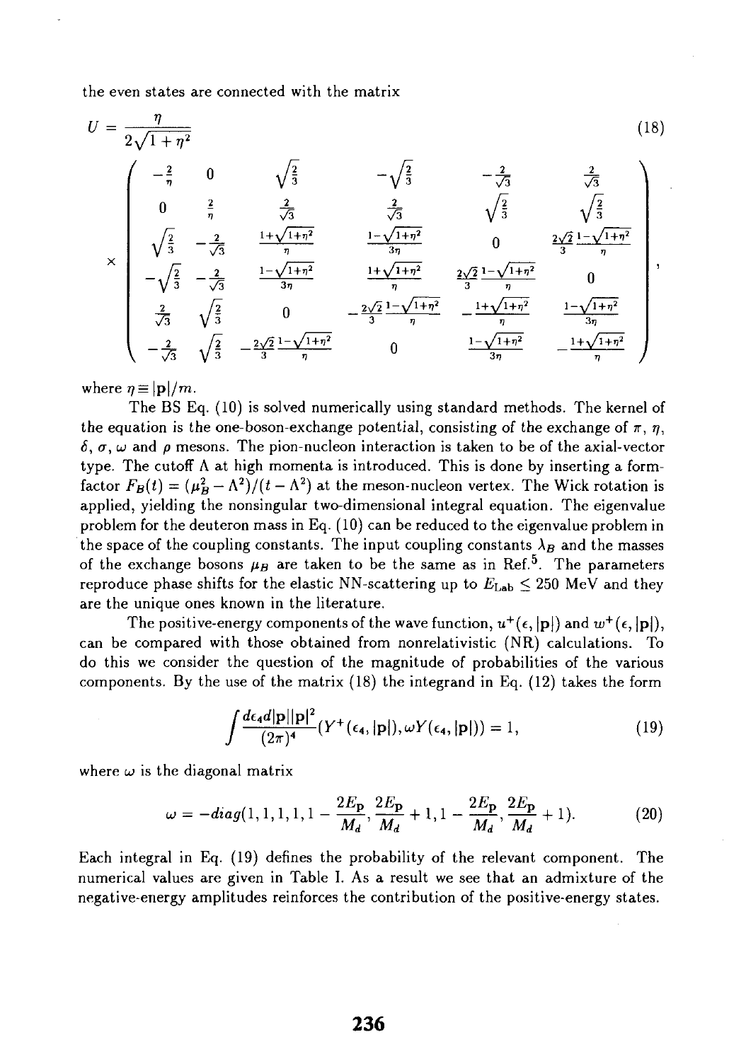the even states are connected with the matrix

$$U = \frac{\eta}{2\sqrt{1+\eta^2}} \tag{18}$$

$$\times \begin{pmatrix} -\frac{2}{\eta} & 0 & \sqrt{\frac{2}{3}} & -\sqrt{\frac{2}{3}} & -\frac{2}{\sqrt{3}} & \frac{2}{\sqrt{3}} \\ 0 & \frac{2}{\eta} & \frac{2}{\sqrt{3}} & \frac{2}{\sqrt{3}} & \sqrt{\frac{2}{3}} & \sqrt{\frac{2}{3}} \\ \sqrt{\frac{2}{3}} & -\frac{2}{\sqrt{3}} & \frac{1+\sqrt{1+\eta^2}}{\eta} & \frac{1-\sqrt{1+\eta^2}}{3\eta} & 0 & \frac{2\sqrt{2}}{3}\frac{1-\sqrt{1+\eta^2}}{\eta} \\ -\sqrt{\frac{2}{3}} & -\frac{2}{\sqrt{3}} & \frac{1-\sqrt{1+\eta^2}}{3\eta} & \frac{1+\sqrt{1+\eta^2}}{\eta} & \frac{2\sqrt{2}}{3}\frac{1-\sqrt{1+\eta^2}}{\eta} & 0 \\ \frac{2}{\sqrt{3}} & \sqrt{\frac{2}{3}} & 0 & -\frac{2\sqrt{2}}{3}\frac{1-\sqrt{1+\eta^2}}{\eta} & -\frac{1+\sqrt{1+\eta^2}}{\eta} & \frac{1-\sqrt{1+\eta^2}}{3\eta} \\ -\frac{2}{\sqrt{3}} & \sqrt{\frac{2}{3}} & -\frac{2\sqrt{2}}{3}\frac{1-\sqrt{1+\eta^2}}{\eta} & 0 & \frac{1-\sqrt{1+\eta^2}}{3\eta} & -\frac{1+\sqrt{1+\eta^2}}{\eta} \end{pmatrix},$$

where $\eta \equiv |\mathbf{p}|/m$.

The BS Eq. (10) is solved numerically using standard methods. The kernel of the equation is the one-boson-exchange potential, consisting of the exchange of $\pi$, $\eta$, $\delta$, $\sigma$, $\omega$ and $\rho$ mesons. The pion-nucleon interaction is taken to be of the axial-vector type. The cutoff $\Lambda$ at high momenta is introduced. This is done by inserting a form-factor $F_B(t) = (\mu_B^2 - \Lambda^2)/(t - \Lambda^2)$ at the meson-nucleon vertex. The Wick rotation is applied, yielding the nonsingular two-dimensional integral equation. The eigenvalue problem for the deuteron mass in Eq. (10) can be reduced to the eigenvalue problem in the space of the coupling constants. The input coupling constants $\lambda_B$ and the masses of the exchange bosons $\mu_B$ are taken to be the same as in Ref.[5]. The parameters reproduce phase shifts for the elastic NN-scattering up to $E_{\text{Lab}} \leq 250$ MeV and they are the unique ones known in the literature.

The positive-energy components of the wave function, $u^+(\epsilon, |\mathbf{p}|)$ and $w^+(\epsilon, |\mathbf{p}|)$, can be compared with those obtained from nonrelativistic (NR) calculations. To do this we consider the question of the magnitude of probabilities of the various components. By the use of the matrix (18) the integrand in Eq. (12) takes the form

$$\int \frac{d\epsilon_4 d|\mathbf{p}||\mathbf{p}|^2}{(2\pi)^4} (Y^+(\epsilon_4, |\mathbf{p}|), \omega Y(\epsilon_4, |\mathbf{p}|)) = 1, \tag{19}$$

where $\omega$ is the diagonal matrix

$$\omega = -diag(1, 1, 1, 1, 1 - \frac{2E_{\mathbf{p}}}{M_d}, \frac{2E_{\mathbf{p}}}{M_d} + 1, 1 - \frac{2E_{\mathbf{p}}}{M_d}, \frac{2E_{\mathbf{p}}}{M_d} + 1). \tag{20}$$

Each integral in Eq. (19) defines the probability of the relevant component. The numerical values are given in Table I. As a result we see that an admixture of the negative-energy amplitudes reinforces the contribution of the positive-energy states.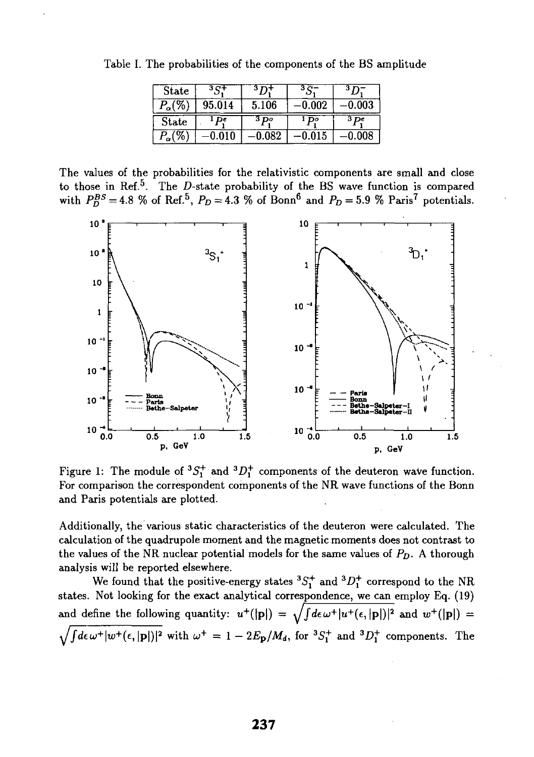Table I. The probabilities of the components of the BS amplitude

| State | $^3S_1^+$ | $^3D_1^+$ | $^3S_1^-$ | $^3D_1^-$ |
|---|---|---|---|---|
| $P_\alpha(\%)$ | 95.014 | 5.106 | −0.002 | −0.003 |
| State | $^1P_1^e$ | $^3P_1^o$ | $^1P_1^o$ | $^3P_1^e$ |
| $P_\alpha(\%)$ | −0.010 | −0.082 | −0.015 | −0.008 |

The values of the probabilities for the relativistic components are small and close to those in Ref.[5]. The $D$-state probability of the BS wave function is compared with $P_D^{BS} = 4.8$ % of Ref.[5], $P_D = 4.3$ % of Bonn[6] and $P_D = 5.9$ % Paris[7] potentials.

Figure 1: The module of $^3S_1^+$ and $^3D_1^+$ components of the deuteron wave function. For comparison the correspondent components of the NR wave functions of the Bonn and Paris potentials are plotted.

Additionally, the various static characteristics of the deuteron were calculated. The calculation of the quadrupole moment and the magnetic moments does not contrast to the values of the NR nuclear potential models for the same values of $P_D$. A thorough analysis will be reported elsewhere.

We found that the positive-energy states $^3S_1^+$ and $^3D_1^+$ correspond to the NR states. Not looking for the exact analytical correspondence, we can employ Eq. (19) and define the following quantity: $u^+(|\mathbf{p}|) = \sqrt{\int d\epsilon\, \omega^+ |u^+(\epsilon, |\mathbf{p}|)|^2}$ and $w^+(|\mathbf{p}|) = \sqrt{\int d\epsilon\, \omega^+ |w^+(\epsilon, |\mathbf{p}|)|^2}$ with $\omega^+ = 1 - 2E_{\mathbf{p}}/M_d$, for $^3S_1^+$ and $^3D_1^+$ components. The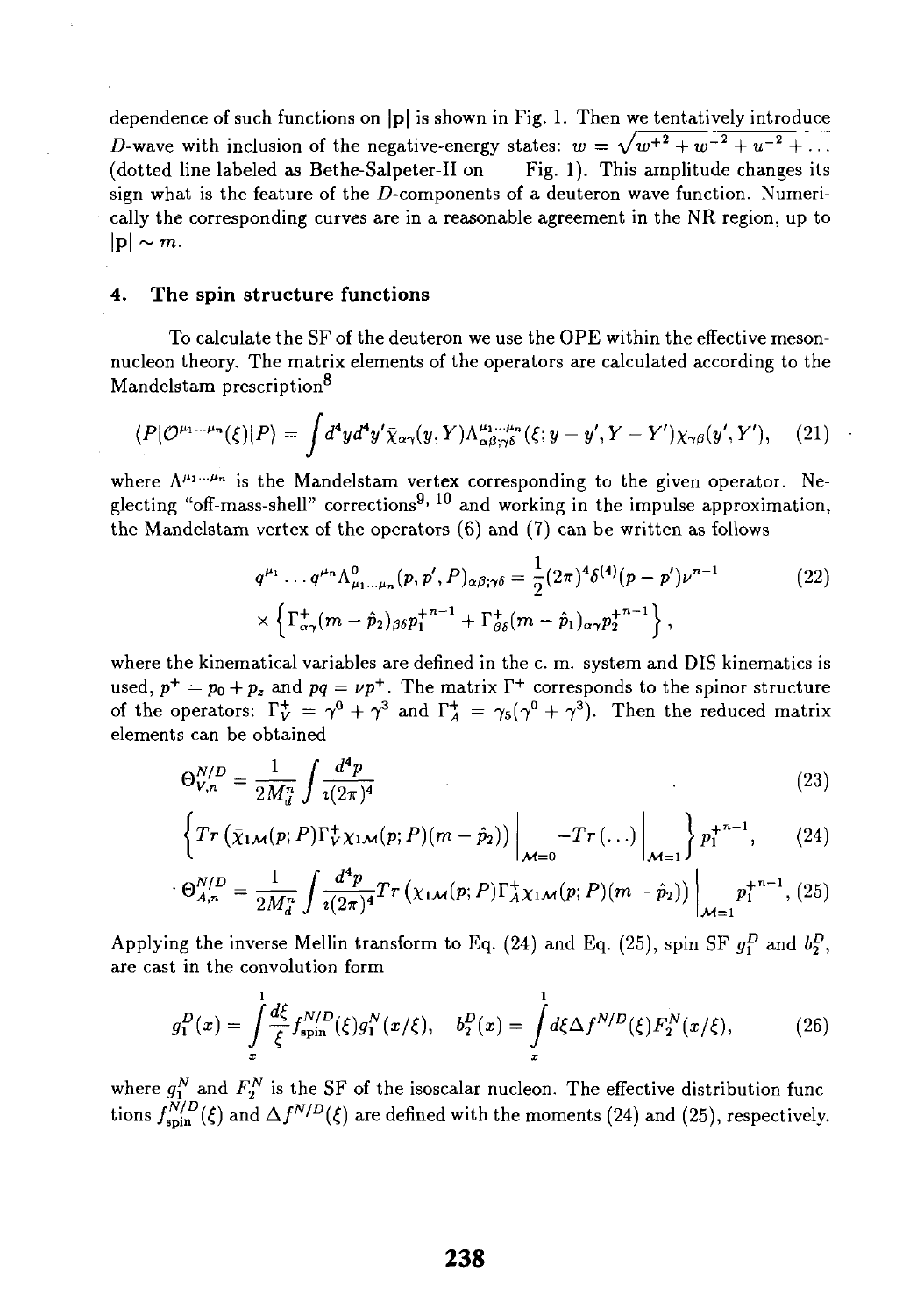dependence of such functions on $|\mathbf{p}|$ is shown in Fig. 1. Then we tentatively introduce $D$-wave with inclusion of the negative-energy states: $w = \sqrt{w^{+2} + w^{-2} + u^{-2} + \ldots}$ (dotted line labeled as Bethe-Salpeter-II on Fig. 1). This amplitude changes its sign what is the feature of the $D$-components of a deuteron wave function. Numerically the corresponding curves are in a reasonable agreement in the NR region, up to $|\mathbf{p}| \sim m$.

## 4. The spin structure functions

To calculate the SF of the deuteron we use the OPE within the effective meson-nucleon theory. The matrix elements of the operators are calculated according to the Mandelstam prescription[8]

$$(P|O^{\mu_1 \ldots \mu_n}(\xi)|P) = \int d^4y d^4y' \bar{\chi}_{\alpha\gamma}(y,Y) \Lambda^{\mu_1 \ldots \mu_n}_{\alpha\beta;\gamma\delta}(\xi; y-y', Y-Y') \chi_{\gamma\beta}(y', Y'), \quad (21)$$

where $\Lambda^{\mu_1 \ldots \mu_n}$ is the Mandelstam vertex corresponding to the given operator. Neglecting "off-mass-shell" corrections[9, 10] and working in the impulse approximation, the Mandelstam vertex of the operators (6) and (7) can be written as follows

$$q^{\mu_1} \ldots q^{\mu_n} \Lambda^0_{\mu_1 \ldots \mu_n}(p, p', P)_{\alpha\beta;\gamma\delta} = \frac{1}{2}(2\pi)^4 \delta^{(4)}(p-p')\nu^{n-1} \quad (22)$$
$$\times \left\{ \Gamma^+_{\alpha\gamma}(m - \hat{p}_2)_{\beta\delta} p_1^{+\,n-1} + \Gamma^+_{\beta\delta}(m - \hat{p}_1)_{\alpha\gamma} p_2^{+\,n-1} \right\},$$

where the kinematical variables are defined in the c. m. system and DIS kinematics is used, $p^+ = p_0 + p_z$ and $pq = \nu p^+$. The matrix $\Gamma^+$ corresponds to the spinor structure of the operators: $\Gamma^+_V = \gamma^0 + \gamma^3$ and $\Gamma^+_A = \gamma_5(\gamma^0 + \gamma^3)$. Then the reduced matrix elements can be obtained

$$\Theta^{N/D}_{V,n} = \frac{1}{2M_d^n} \int \frac{d^4p}{\imath(2\pi)^4} \quad (23)$$

$$\left\{ Tr\left(\bar{\chi}_{1\mathcal{M}}(p;P)\Gamma^+_V \chi_{1\mathcal{M}}(p;P)(m - \hat{p}_2)\right)\Big|_{\mathcal{M}=0} - Tr(\ldots)\Big|_{\mathcal{M}=1} \right\} p_1^{+\,n-1}, \quad (24)$$

$$\Theta^{N/D}_{A,n} = \frac{1}{2M_d^n} \int \frac{d^4p}{\imath(2\pi)^4} Tr\left(\bar{\chi}_{1\mathcal{M}}(p;P)\Gamma^+_A \chi_{1\mathcal{M}}(p;P)(m - \hat{p}_2)\right)\Big|_{\mathcal{M}=1} p_1^{+\,n-1}, \quad (25)$$

Applying the inverse Mellin transform to Eq. (24) and Eq. (25), spin SF $g_1^D$ and $b_2^D$, are cast in the convolution form

$$g_1^D(x) = \int_x^1 \frac{d\xi}{\xi} f^{N/D}_{\rm spin}(\xi) g_1^N(x/\xi), \quad b_2^D(x) = \int_x^1 d\xi \Delta f^{N/D}(\xi) F_2^N(x/\xi), \quad (26)$$

where $g_1^N$ and $F_2^N$ is the SF of the isoscalar nucleon. The effective distribution functions $f^{N/D}_{\rm spin}(\xi)$ and $\Delta f^{N/D}(\xi)$ are defined with the moments (24) and (25), respectively.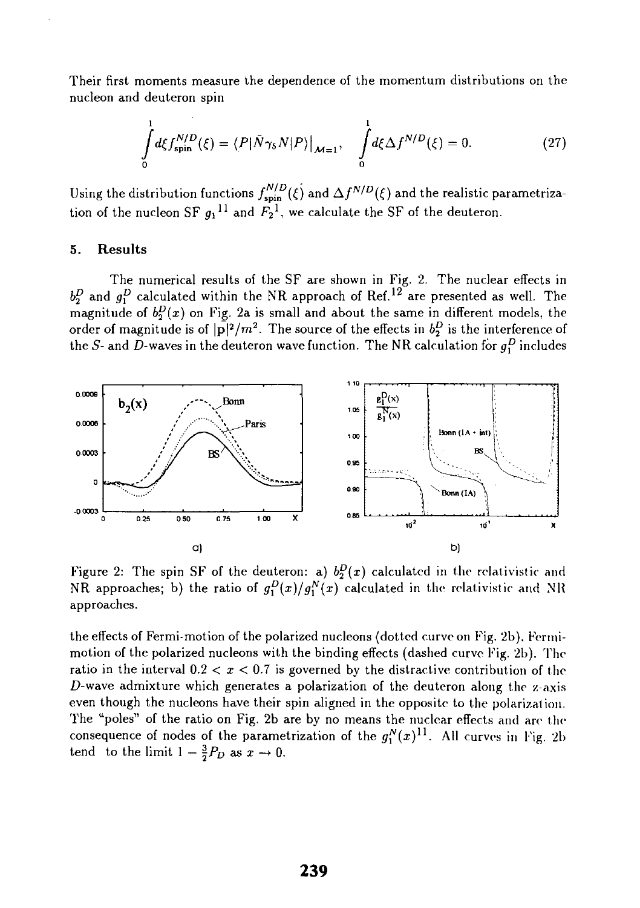Their first moments measure the dependence of the momentum distributions on the nucleon and deuteron spin

$$\int_0^1 d\xi f_{\rm spin}^{N/D}(\xi) = \langle P|\bar{N}\gamma_5 N|P\rangle\big|_{\mathcal{M}=1}, \qquad \int_0^1 d\xi \Delta f^{N/D}(\xi) = 0. \tag{27}$$

Using the distribution functions $f_{\rm spin}^{N/D}(\xi)$ and $\Delta f^{N/D}(\xi)$ and the realistic parametrization of the nucleon SF $g_1$ [11] and $F_2$ [1], we calculate the SF of the deuteron.

## 5. Results

The numerical results of the SF are shown in Fig. 2. The nuclear effects in $b_2^D$ and $g_1^D$ calculated within the NR approach of Ref.[12] are presented as well. The magnitude of $b_2^D(x)$ on Fig. 2a is small and about the same in different models, the order of magnitude is of $|\mathbf{p}|^2/m^2$. The source of the effects in $b_2^D$ is the interference of the $S$- and $D$-waves in the deuteron wave function. The NR calculation for $g_1^D$ includes the effects of Fermi-motion of the polarized nucleons (dotted curve on Fig. 2b), Fermi-motion of the polarized nucleons with the binding effects (dashed curve Fig. 2b). The ratio in the interval $0.2 < x < 0.7$ is governed by the distractive contribution of the $D$-wave admixture which generates a polarization of the deuteron along the z-axis even though the nucleons have their spin aligned in the opposite to the polarization. The "poles" of the ratio on Fig. 2b are by no means the nuclear effects and are the consequence of nodes of the parametrization of the $g_1^N(x)$[11]. All curves in Fig. 2b tend to the limit $1 - \frac{3}{2}P_D$ as $x \to 0$.

Figure 2: The spin SF of the deuteron: a) $b_2^D(x)$ calculated in the relativistic and NR approaches; b) the ratio of $g_1^D(x)/g_1^N(x)$ calculated in the relativistic and NR approaches.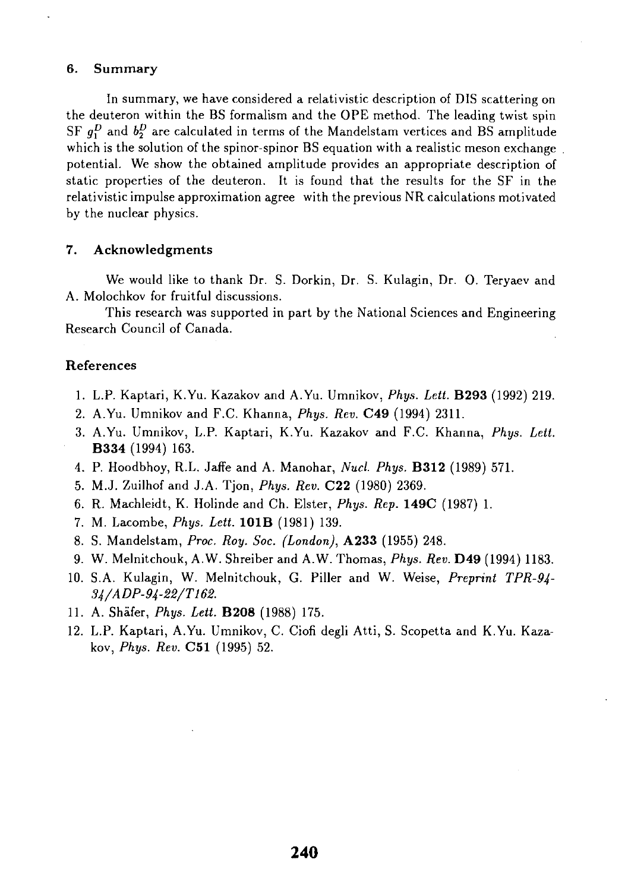## 6. Summary

In summary, we have considered a relativistic description of DIS scattering on the deuteron within the BS formalism and the OPE method. The leading twist spin SF $g_1^D$ and $b_2^D$ are calculated in terms of the Mandelstam vertices and BS amplitude which is the solution of the spinor-spinor BS equation with a realistic meson exchange potential. We show the obtained amplitude provides an appropriate description of static properties of the deuteron. It is found that the results for the SF in the relativistic impulse approximation agree with the previous NR calculations motivated by the nuclear physics.

## 7. Acknowledgments

We would like to thank Dr. S. Dorkin, Dr. S. Kulagin, Dr. O. Teryaev and A. Molochkov for fruitful discussions.

This research was supported in part by the National Sciences and Engineering Research Council of Canada.

## References

1. L.P. Kaptari, K.Yu. Kazakov and A.Yu. Umnikov, *Phys. Lett.* **B293** (1992) 219.
2. A.Yu. Umnikov and F.C. Khanna, *Phys. Rev.* **C49** (1994) 2311.
3. A.Yu. Umnikov, L.P. Kaptari, K.Yu. Kazakov and F.C. Khanna, *Phys. Lett.* **B334** (1994) 163.
4. P. Hoodbhoy, R.L. Jaffe and A. Manohar, *Nucl. Phys.* **B312** (1989) 571.
5. M.J. Zuilhof and J.A. Tjon, *Phys. Rev.* **C22** (1980) 2369.
6. R. Machleidt, K. Holinde and Ch. Elster, *Phys. Rep.* **149C** (1987) 1.
7. M. Lacombe, *Phys. Lett.* **101B** (1981) 139.
8. S. Mandelstam, *Proc. Roy. Soc. (London)*, **A233** (1955) 248.
9. W. Melnitchouk, A.W. Shreiber and A.W. Thomas, *Phys. Rev.* **D49** (1994) 1183.
10. S.A. Kulagin, W. Melnitchouk, G. Piller and W. Weise, *Preprint TPR-94-34/ADP-94-22/T162.*
11. A. Shäfer, *Phys. Lett.* **B208** (1988) 175.
12. L.P. Kaptari, A.Yu. Umnikov, C. Ciofi degli Atti, S. Scopetta and K.Yu. Kazakov, *Phys. Rev.* **C51** (1995) 52.